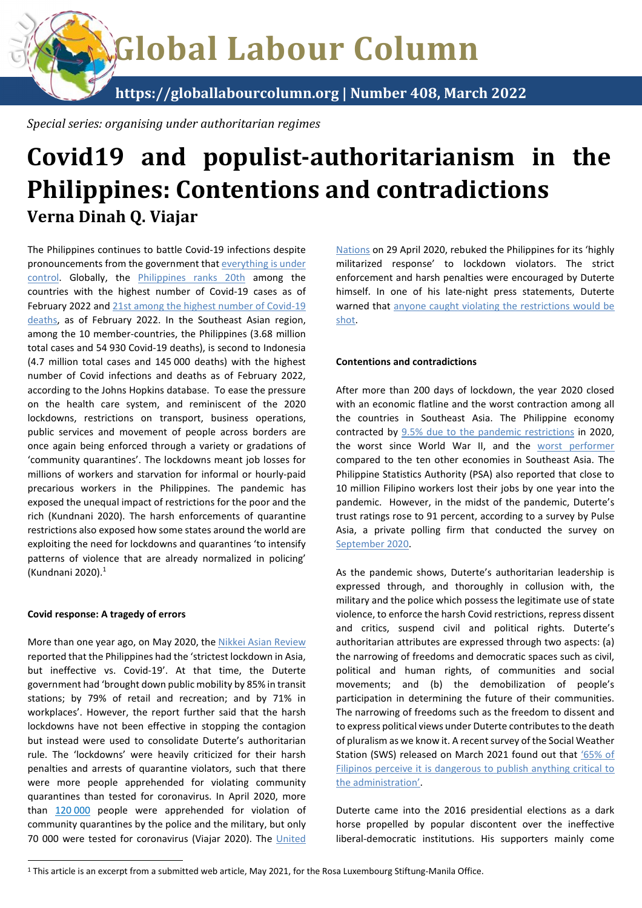# Global Labour Column

https://globallabourcolumn.org | Number 408, March 2022

*Special series: organising under authoritarian regimes*

# Covid19 and populist-authoritarianism in the Philippines: Contentions and contradictions

## Verna Dinah Q. Viajar

The Philippines continues to battle Covid-19 infections despite pronouncements from the government that everything is under control. Globally, the Philippines ranks 20th among the countries with the highest number of Covid-19 cases as of February 2022 and 21st among the highest number of Covid-19 deaths, as of February 2022. In the Southeast Asian region, among the 10 member-countries, the Philippines (3.68 million total cases and 54 930 Covid-19 deaths), is second to Indonesia (4.7 million total cases and 145 000 deaths) with the highest number of Covid infections and deaths as of February 2022, according to the Johns Hopkins database. To ease the pressure on the health care system, and reminiscent of the 2020 lockdowns, restrictions on transport, business operations, public services and movement of people across borders are once again being enforced through a variety or gradations of 'community quarantines'. The lockdowns meant job losses for millions of workers and starvation for informal or hourly-paid precarious workers in the Philippines. The pandemic has exposed the unequal impact of restrictions for the poor and the rich (Kundnani 2020). The harsh enforcements of quarantine restrictions also exposed how some states around the world are exploiting the need for lockdowns and quarantines 'to intensify patterns of violence that are already normalized in policing' (Kundnani 2020).[1]

**Covid response: A tragedy of errors**

More than one year ago, on May 2020, the Nikkei Asian Review reported that the Philippines had the 'strictest lockdown in Asia, but ineffective vs. Covid-19'. At that time, the Duterte government had 'brought down public mobility by 85% in transit stations; by 79% of retail and recreation; and by 71% in workplaces'. However, the report further said that the harsh lockdowns have not been effective in stopping the contagion but instead were used to consolidate Duterte's authoritarian rule. The 'lockdowns' were heavily criticized for their harsh penalties and arrests of quarantine violators, such that there were more people apprehended for violating community quarantines than tested for coronavirus. In April 2020, more than 120 000 people were apprehended for violation of community quarantines by the police and the military, but only 70 000 were tested for coronavirus (Viajar 2020). The United Nations on 29 April 2020, rebuked the Philippines for its 'highly militarized response' to lockdown violators. The strict enforcement and harsh penalties were encouraged by Duterte himself. In one of his late-night press statements, Duterte warned that anyone caught violating the restrictions would be shot.

**Contentions and contradictions**

After more than 200 days of lockdown, the year 2020 closed with an economic flatline and the worst contraction among all the countries in Southeast Asia. The Philippine economy contracted by 9.5% due to the pandemic restrictions in 2020, the worst since World War II, and the worst performer compared to the ten other economies in Southeast Asia. The Philippine Statistics Authority (PSA) also reported that close to 10 million Filipino workers lost their jobs by one year into the pandemic. However, in the midst of the pandemic, Duterte's trust ratings rose to 91 percent, according to a survey by Pulse Asia, a private polling firm that conducted the survey on September 2020.

As the pandemic shows, Duterte's authoritarian leadership is expressed through, and thoroughly in collusion with, the military and the police which possess the legitimate use of state violence, to enforce the harsh Covid restrictions, repress dissent and critics, suspend civil and political rights. Duterte's authoritarian attributes are expressed through two aspects: (a) the narrowing of freedoms and democratic spaces such as civil, political and human rights, of communities and social movements; and (b) the demobilization of people's participation in determining the future of their communities. The narrowing of freedoms such as the freedom to dissent and to express political views under Duterte contributes to the death of pluralism as we know it. A recent survey of the Social Weather Station (SWS) released on March 2021 found out that '65% of Filipinos perceive it is dangerous to publish anything critical to the administration'.

Duterte came into the 2016 presidential elections as a dark horse propelled by popular discontent over the ineffective liberal-democratic institutions. His supporters mainly come

[1] This article is an excerpt from a submitted web article, May 2021, for the Rosa Luxembourg Stiftung-Manila Office.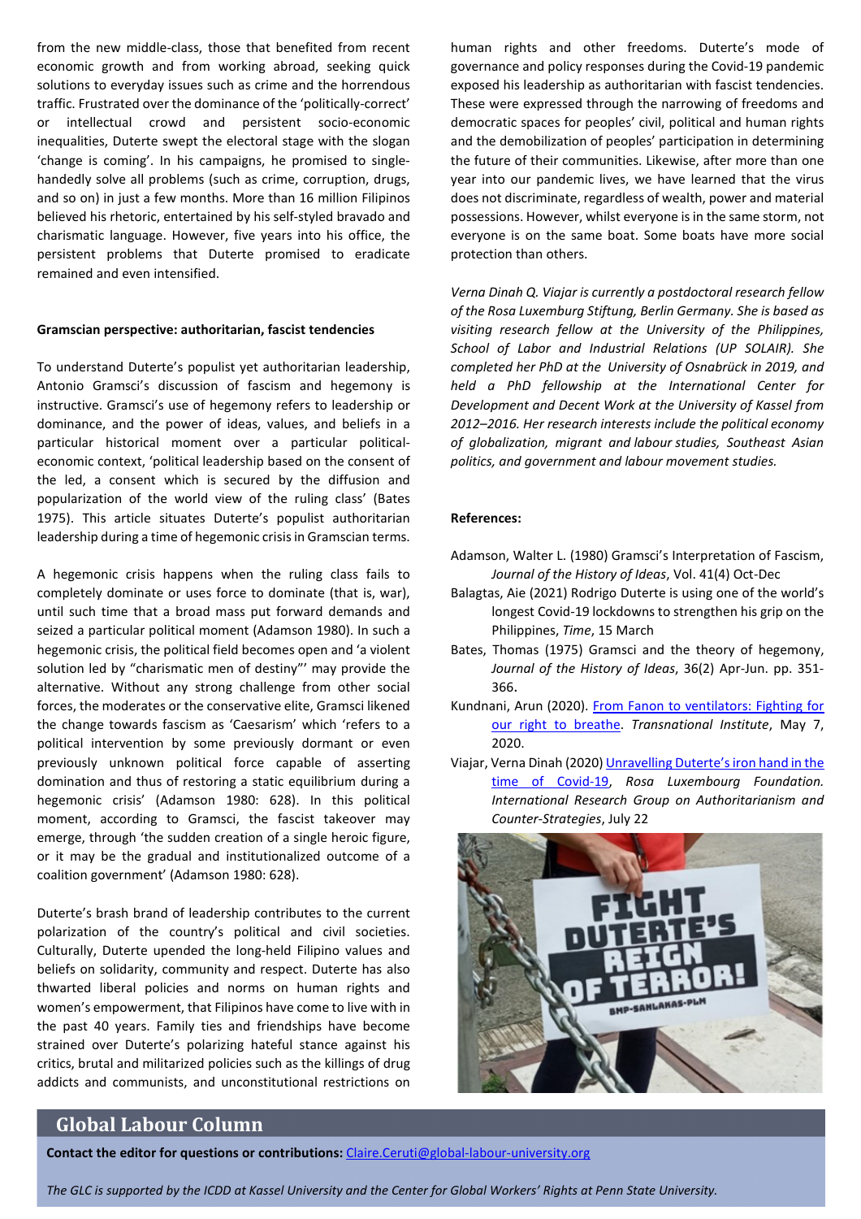from the new middle-class, those that benefited from recent economic growth and from working abroad, seeking quick solutions to everyday issues such as crime and the horrendous traffic. Frustrated over the dominance of the 'politically-correct' or intellectual crowd and persistent socio-economic inequalities, Duterte swept the electoral stage with the slogan 'change is coming'. In his campaigns, he promised to single-handedly solve all problems (such as crime, corruption, drugs, and so on) in just a few months. More than 16 million Filipinos believed his rhetoric, entertained by his self-styled bravado and charismatic language. However, five years into his office, the persistent problems that Duterte promised to eradicate remained and even intensified.

**Gramscian perspective: authoritarian, fascist tendencies**

To understand Duterte's populist yet authoritarian leadership, Antonio Gramsci's discussion of fascism and hegemony is instructive. Gramsci's use of hegemony refers to leadership or dominance, and the power of ideas, values, and beliefs in a particular historical moment over a particular political-economic context, 'political leadership based on the consent of the led, a consent which is secured by the diffusion and popularization of the world view of the ruling class' (Bates 1975). This article situates Duterte's populist authoritarian leadership during a time of hegemonic crisis in Gramscian terms.

A hegemonic crisis happens when the ruling class fails to completely dominate or uses force to dominate (that is, war), until such time that a broad mass put forward demands and seized a particular political moment (Adamson 1980). In such a hegemonic crisis, the political field becomes open and 'a violent solution led by "charismatic men of destiny"' may provide the alternative. Without any strong challenge from other social forces, the moderates or the conservative elite, Gramsci likened the change towards fascism as 'Caesarism' which 'refers to a political intervention by some previously dormant or even previously unknown political force capable of asserting domination and thus of restoring a static equilibrium during a hegemonic crisis' (Adamson 1980: 628). In this political moment, according to Gramsci, the fascist takeover may emerge, through 'the sudden creation of a single heroic figure, or it may be the gradual and institutionalized outcome of a coalition government' (Adamson 1980: 628).

Duterte's brash brand of leadership contributes to the current polarization of the country's political and civil societies. Culturally, Duterte upended the long-held Filipino values and beliefs on solidarity, community and respect. Duterte has also thwarted liberal policies and norms on human rights and women's empowerment, that Filipinos have come to live with in the past 40 years. Family ties and friendships have become strained over Duterte's polarizing hateful stance against his critics, brutal and militarized policies such as the killings of drug addicts and communists, and unconstitutional restrictions on human rights and other freedoms. Duterte's mode of governance and policy responses during the Covid-19 pandemic exposed his leadership as authoritarian with fascist tendencies. These were expressed through the narrowing of freedoms and democratic spaces for peoples' civil, political and human rights and the demobilization of peoples' participation in determining the future of their communities. Likewise, after more than one year into our pandemic lives, we have learned that the virus does not discriminate, regardless of wealth, power and material possessions. However, whilst everyone is in the same storm, not everyone is on the same boat. Some boats have more social protection than others.

*Verna Dinah Q. Viajar is currently a postdoctoral research fellow of the Rosa Luxemburg Stiftung, Berlin Germany. She is based as visiting research fellow at the University of the Philippines, School of Labor and Industrial Relations (UP SOLAIR). She completed her PhD at the University of Osnabrück in 2019, and held a PhD fellowship at the International Center for Development and Decent Work at the University of Kassel from 2012–2016. Her research interests include the political economy of globalization, migrant and labour studies, Southeast Asian politics, and government and labour movement studies.*

**References:**

Adamson, Walter L. (1980) Gramsci's Interpretation of Fascism, *Journal of the History of Ideas*, Vol. 41(4) Oct-Dec

Balagtas, Aie (2021) Rodrigo Duterte is using one of the world's longest Covid-19 lockdowns to strengthen his grip on the Philippines, *Time*, 15 March

Bates, Thomas (1975) Gramsci and the theory of hegemony, *Journal of the History of Ideas*, 36(2) Apr-Jun. pp. 351-366.

Kundnani, Arun (2020). From Fanon to ventilators: Fighting for our right to breathe. *Transnational Institute*, May 7, 2020.

Viajar, Verna Dinah (2020) Unravelling Duterte's iron hand in the time of Covid-19, *Rosa Luxembourg Foundation. International Research Group on Authoritarianism and Counter-Strategies*, July 22

## Global Labour Column

**Contact the editor for questions or contributions:** Claire.Ceruti@global-labour-university.org

*The GLC is supported by the ICDD at Kassel University and the Center for Global Workers' Rights at Penn State University.*